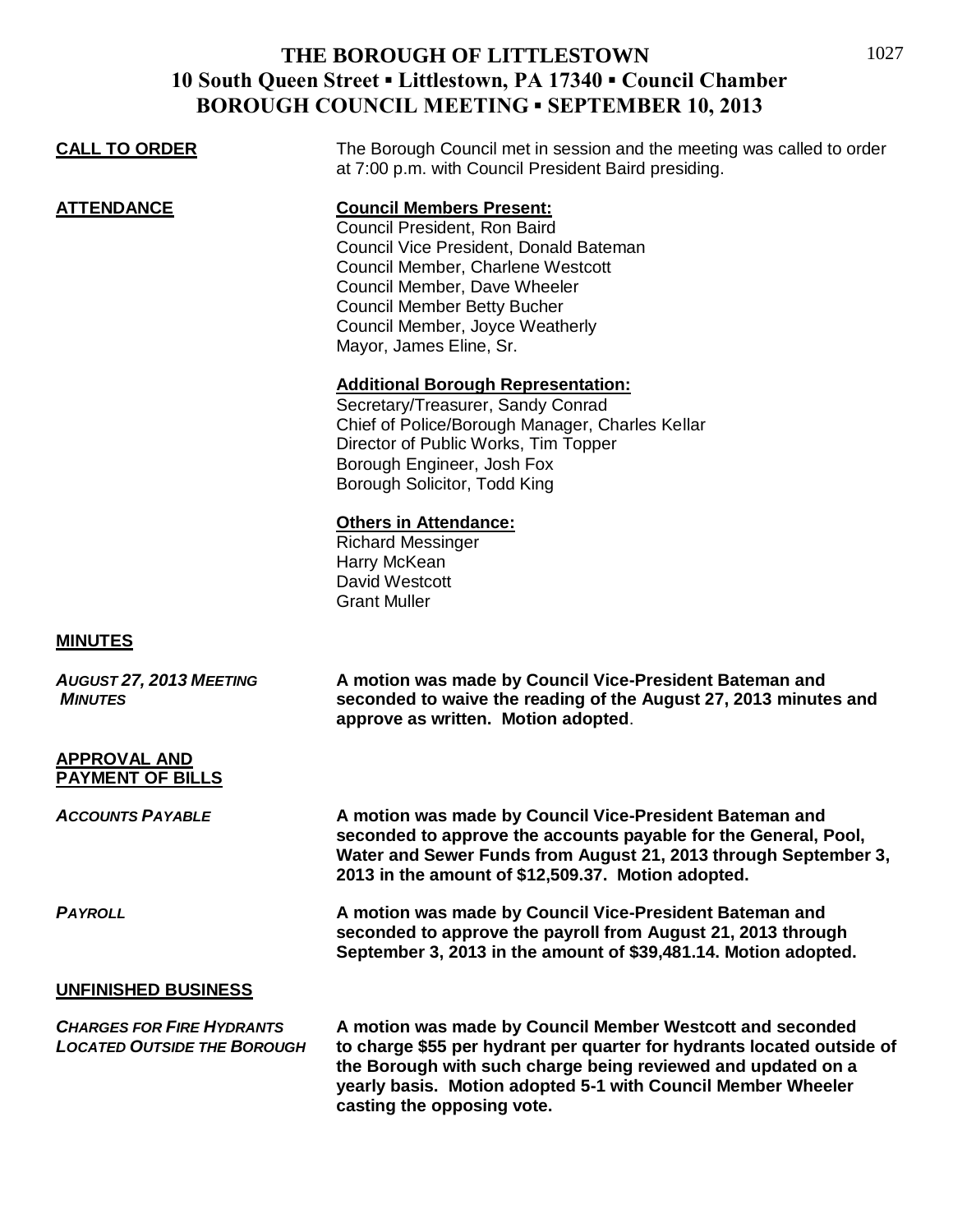# THE BOROUGH OF LITTLESTOWN
## 10 South Queen Street ▪ Littlestown, PA 17340 ▪ Council Chamber
## BOROUGH COUNCIL MEETING ▪ SEPTEMBER 10, 2013

**CALL TO ORDER**

The Borough Council met in session and the meeting was called to order at 7:00 p.m. with Council President Baird presiding.

**ATTENDANCE**

**Council Members Present:**
Council President, Ron Baird
Council Vice President, Donald Bateman
Council Member, Charlene Westcott
Council Member, Dave Wheeler
Council Member Betty Bucher
Council Member, Joyce Weatherly
Mayor, James Eline, Sr.

**Additional Borough Representation:**
Secretary/Treasurer, Sandy Conrad
Chief of Police/Borough Manager, Charles Kellar
Director of Public Works, Tim Topper
Borough Engineer, Josh Fox
Borough Solicitor, Todd King

**Others in Attendance:**
Richard Messinger
Harry McKean
David Westcott
Grant Muller

**MINUTES**

***AUGUST 27, 2013 MEETING MINUTES***

**A motion was made by Council Vice-President Bateman and seconded to waive the reading of the August 27, 2013 minutes and approve as written. Motion adopted.**

**APPROVAL AND PAYMENT OF BILLS**

***ACCOUNTS PAYABLE***

**A motion was made by Council Vice-President Bateman and seconded to approve the accounts payable for the General, Pool, Water and Sewer Funds from August 21, 2013 through September 3, 2013 in the amount of $12,509.37. Motion adopted.**

***PAYROLL***

**A motion was made by Council Vice-President Bateman and seconded to approve the payroll from August 21, 2013 through September 3, 2013 in the amount of $39,481.14. Motion adopted.**

**UNFINISHED BUSINESS**

***CHARGES FOR FIRE HYDRANTS LOCATED OUTSIDE THE BOROUGH***

**A motion was made by Council Member Westcott and seconded to charge $55 per hydrant per quarter for hydrants located outside of the Borough with such charge being reviewed and updated on a yearly basis. Motion adopted 5-1 with Council Member Wheeler casting the opposing vote.**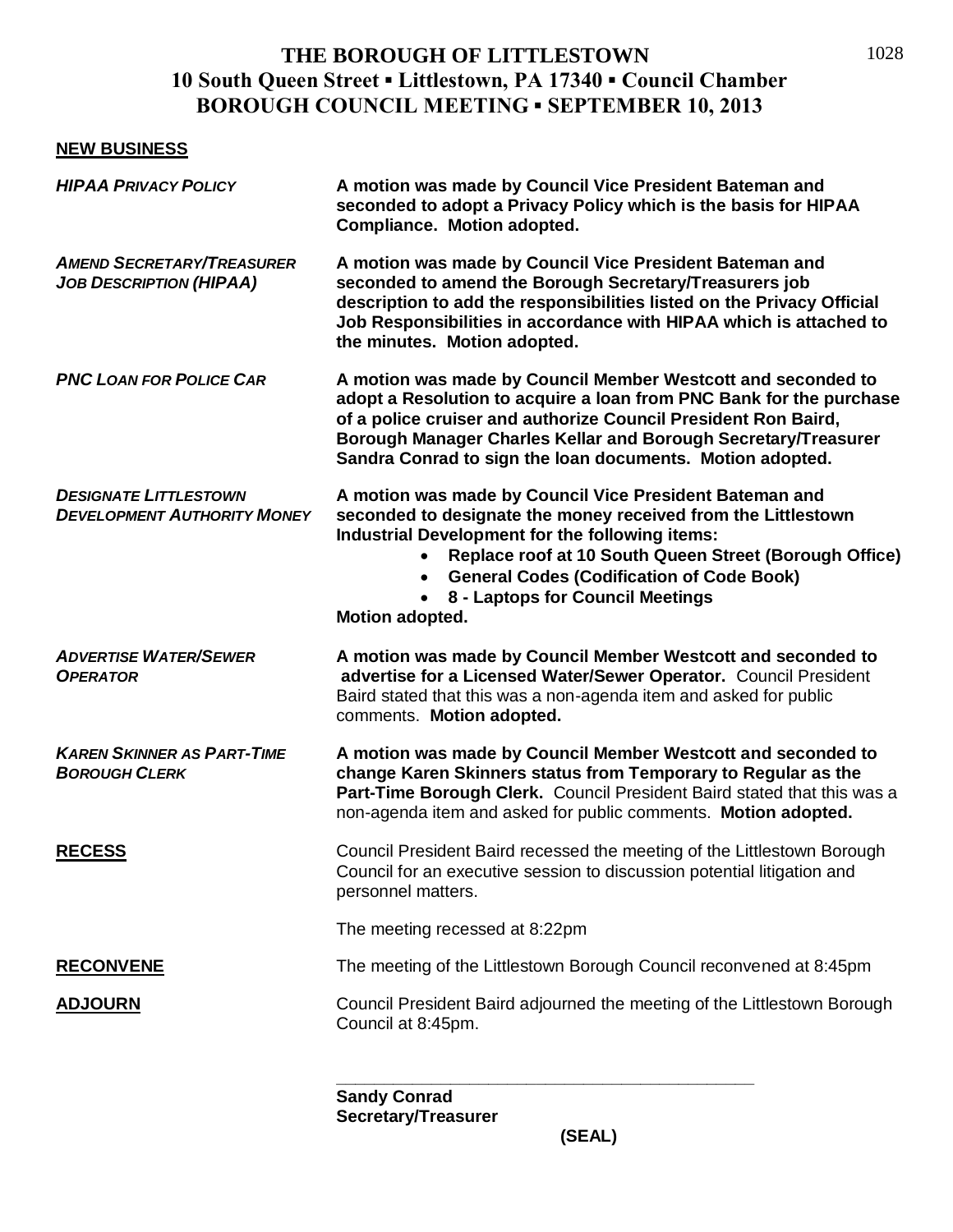# THE BOROUGH OF LITTLESTOWN
## 10 South Queen Street ▪ Littlestown, PA 17340 ▪ Council Chamber
## BOROUGH COUNCIL MEETING ▪ SEPTEMBER 10, 2013

**NEW BUSINESS**

***HIPAA PRIVACY POLICY***

**A motion was made by Council Vice President Bateman and seconded to adopt a Privacy Policy which is the basis for HIPAA Compliance. Motion adopted.**

***AMEND SECRETARY/TREASURER JOB DESCRIPTION (HIPAA)***

**A motion was made by Council Vice President Bateman and seconded to amend the Borough Secretary/Treasurers job description to add the responsibilities listed on the Privacy Official Job Responsibilities in accordance with HIPAA which is attached to the minutes. Motion adopted.**

***PNC LOAN FOR POLICE CAR***

**A motion was made by Council Member Westcott and seconded to adopt a Resolution to acquire a loan from PNC Bank for the purchase of a police cruiser and authorize Council President Ron Baird, Borough Manager Charles Kellar and Borough Secretary/Treasurer Sandra Conrad to sign the loan documents. Motion adopted.**

***DESIGNATE LITTLESTOWN DEVELOPMENT AUTHORITY MONEY***

**A motion was made by Council Vice President Bateman and seconded to designate the money received from the Littlestown Industrial Development for the following items:**

- **Replace roof at 10 South Queen Street (Borough Office)**
- **General Codes (Codification of Code Book)**
- **8 - Laptops for Council Meetings**

**Motion adopted.**

***ADVERTISE WATER/SEWER OPERATOR***

**A motion was made by Council Member Westcott and seconded to advertise for a Licensed Water/Sewer Operator.** Council President Baird stated that this was a non-agenda item and asked for public comments. **Motion adopted.**

***KAREN SKINNER AS PART-TIME BOROUGH CLERK***

**A motion was made by Council Member Westcott and seconded to change Karen Skinners status from Temporary to Regular as the Part-Time Borough Clerk.** Council President Baird stated that this was a non-agenda item and asked for public comments. **Motion adopted.**

**RECESS**

Council President Baird recessed the meeting of the Littlestown Borough Council for an executive session to discussion potential litigation and personnel matters.

The meeting recessed at 8:22pm

**RECONVENE**

The meeting of the Littlestown Borough Council reconvened at 8:45pm

**ADJOURN**

Council President Baird adjourned the meeting of the Littlestown Borough Council at 8:45pm.

\_\_\_\_\_\_\_\_\_\_\_\_\_\_\_\_\_\_\_\_\_\_\_\_\_\_\_\_\_\_\_\_\_\_\_\_\_\_\_\_\_\_\_\_

**Sandy Conrad**
**Secretary/Treasurer**

**(SEAL)**